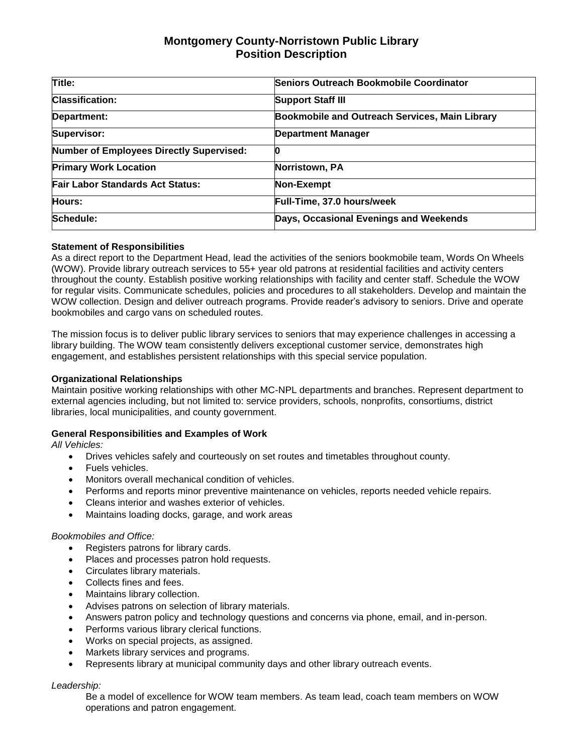# Montgomery County-Norristown Public Library
## Position Description

| | |
|---|---|
| **Title:** | **Seniors Outreach Bookmobile Coordinator** |
| **Classification:** | **Support Staff III** |
| **Department:** | **Bookmobile and Outreach Services, Main Library** |
| **Supervisor:** | **Department Manager** |
| **Number of Employees Directly Supervised:** | **0** |
| **Primary Work Location** | **Norristown, PA** |
| **Fair Labor Standards Act Status:** | **Non-Exempt** |
| **Hours:** | **Full-Time, 37.0 hours/week** |
| **Schedule:** | **Days, Occasional Evenings and Weekends** |

**Statement of Responsibilities**

As a direct report to the Department Head, lead the activities of the seniors bookmobile team, Words On Wheels (WOW). Provide library outreach services to 55+ year old patrons at residential facilities and activity centers throughout the county. Establish positive working relationships with facility and center staff. Schedule the WOW for regular visits. Communicate schedules, policies and procedures to all stakeholders. Develop and maintain the WOW collection. Design and deliver outreach programs. Provide reader's advisory to seniors. Drive and operate bookmobiles and cargo vans on scheduled routes.

The mission focus is to deliver public library services to seniors that may experience challenges in accessing a library building. The WOW team consistently delivers exceptional customer service, demonstrates high engagement, and establishes persistent relationships with this special service population.

**Organizational Relationships**

Maintain positive working relationships with other MC-NPL departments and branches. Represent department to external agencies including, but not limited to: service providers, schools, nonprofits, consortiums, district libraries, local municipalities, and county government.

**General Responsibilities and Examples of Work**

*All Vehicles:*

- Drives vehicles safely and courteously on set routes and timetables throughout county.
- Fuels vehicles.
- Monitors overall mechanical condition of vehicles.
- Performs and reports minor preventive maintenance on vehicles, reports needed vehicle repairs.
- Cleans interior and washes exterior of vehicles.
- Maintains loading docks, garage, and work areas

*Bookmobiles and Office:*

- Registers patrons for library cards.
- Places and processes patron hold requests.
- Circulates library materials.
- Collects fines and fees.
- Maintains library collection.
- Advises patrons on selection of library materials.
- Answers patron policy and technology questions and concerns via phone, email, and in-person.
- Performs various library clerical functions.
- Works on special projects, as assigned.
- Markets library services and programs.
- Represents library at municipal community days and other library outreach events.

*Leadership:*

Be a model of excellence for WOW team members. As team lead, coach team members on WOW operations and patron engagement.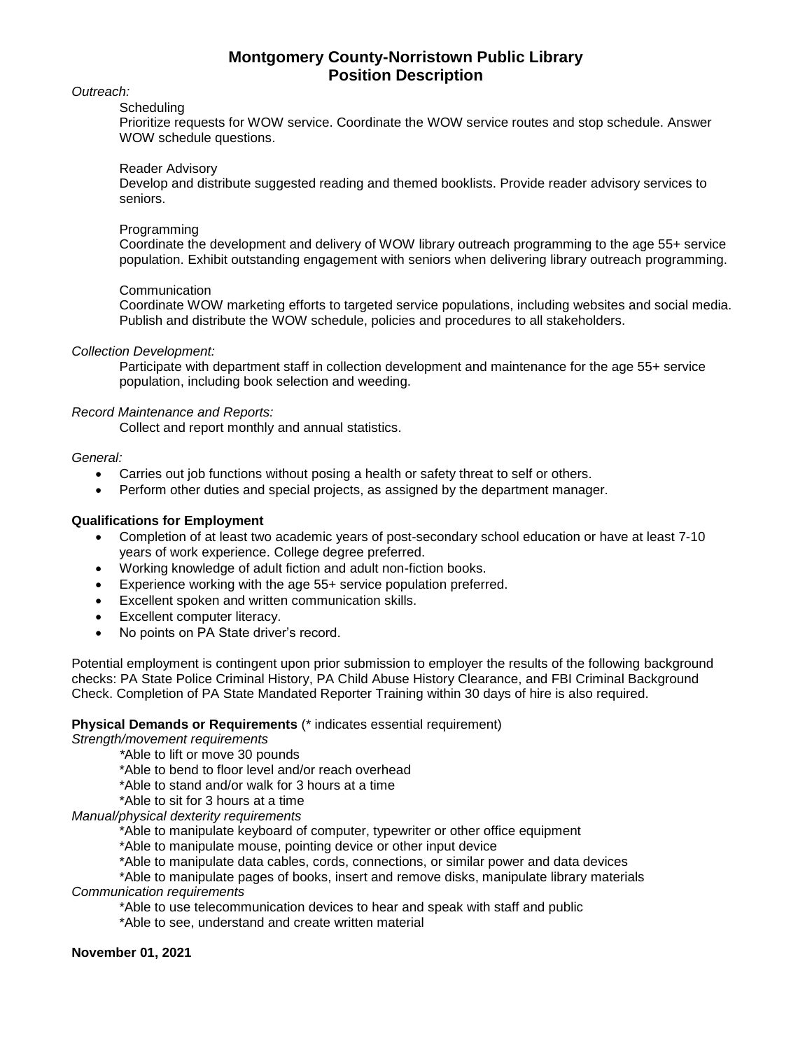# Montgomery County-Norristown Public Library
# Position Description

*Outreach:*

Scheduling

Prioritize requests for WOW service. Coordinate the WOW service routes and stop schedule. Answer WOW schedule questions.

Reader Advisory

Develop and distribute suggested reading and themed booklists. Provide reader advisory services to seniors.

Programming

Coordinate the development and delivery of WOW library outreach programming to the age 55+ service population. Exhibit outstanding engagement with seniors when delivering library outreach programming.

Communication

Coordinate WOW marketing efforts to targeted service populations, including websites and social media. Publish and distribute the WOW schedule, policies and procedures to all stakeholders.

*Collection Development:*

Participate with department staff in collection development and maintenance for the age 55+ service population, including book selection and weeding.

*Record Maintenance and Reports:*

Collect and report monthly and annual statistics.

*General:*

- Carries out job functions without posing a health or safety threat to self or others.
- Perform other duties and special projects, as assigned by the department manager.

**Qualifications for Employment**

- Completion of at least two academic years of post-secondary school education or have at least 7-10 years of work experience. College degree preferred.
- Working knowledge of adult fiction and adult non-fiction books.
- Experience working with the age 55+ service population preferred.
- Excellent spoken and written communication skills.
- Excellent computer literacy.
- No points on PA State driver's record.

Potential employment is contingent upon prior submission to employer the results of the following background checks: PA State Police Criminal History, PA Child Abuse History Clearance, and FBI Criminal Background Check. Completion of PA State Mandated Reporter Training within 30 days of hire is also required.

**Physical Demands or Requirements** (* indicates essential requirement)

*Strength/movement requirements*

*Able to lift or move 30 pounds
*Able to bend to floor level and/or reach overhead
*Able to stand and/or walk for 3 hours at a time
*Able to sit for 3 hours at a time

*Manual/physical dexterity requirements*

*Able to manipulate keyboard of computer, typewriter or other office equipment
*Able to manipulate mouse, pointing device or other input device
*Able to manipulate data cables, cords, connections, or similar power and data devices
*Able to manipulate pages of books, insert and remove disks, manipulate library materials

*Communication requirements*

*Able to use telecommunication devices to hear and speak with staff and public
*Able to see, understand and create written material

**November 01, 2021**